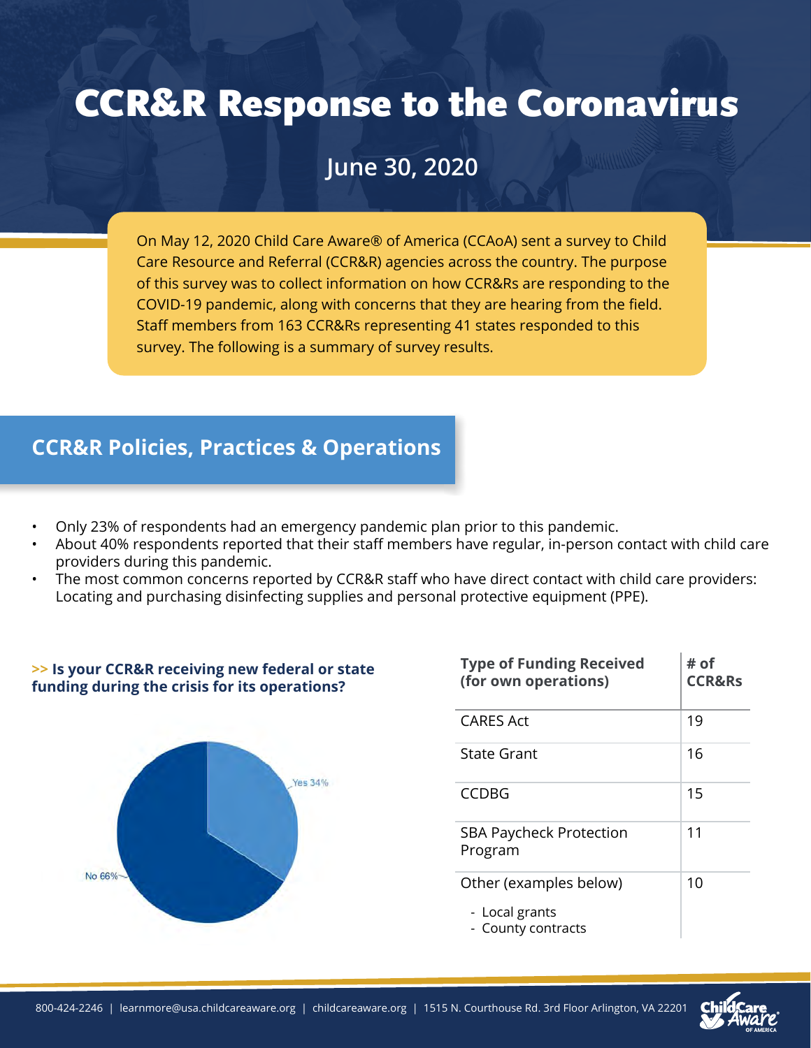# CCR&R Response to the Coronavirus

## June 30, 2020

On May 12, 2020 Child Care Aware® of America (CCAoA) sent a survey to Child Care Resource and Referral (CCR&R) agencies across the country. The purpose of this survey was to collect information on how CCR&Rs are responding to the COVID-19 pandemic, along with concerns that they are hearing from the field. Staff members from 163 CCR&Rs representing 41 states responded to this survey. The following is a summary of survey results.

## CCR&R Policies, Practices & Operations

- Only 23% of respondents had an emergency pandemic plan prior to this pandemic.
- About 40% respondents reported that their staff members have regular, in-person contact with child care providers during this pandemic.
- The most common concerns reported by CCR&R staff who have direct contact with child care providers: Locating and purchasing disinfecting supplies and personal protective equipment (PPE).

**>> Is your CCR&R receiving new federal or state funding during the crisis for its operations?**

Yes 34%

No 66%

| Type of Funding Received (for own operations) | # of CCR&Rs |
|---|---|
| CARES Act | 19 |
| State Grant | 16 |
| CCDBG | 15 |
| SBA Paycheck Protection Program | 11 |
| Other (examples below)<br>- Local grants<br>- County contracts | 10 |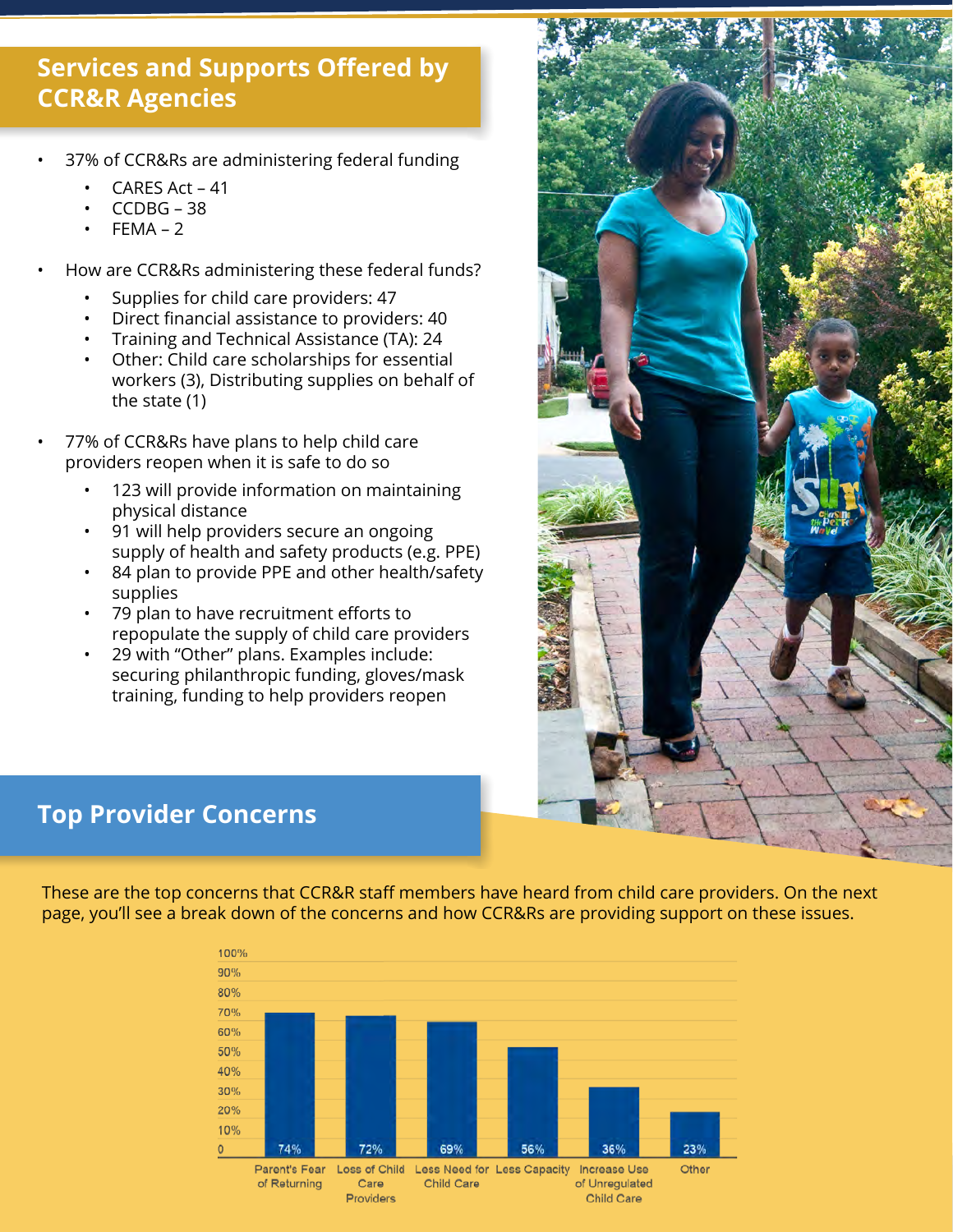## Services and Supports Offered by CCR&R Agencies

- 37% of CCR&Rs are administering federal funding
  - CARES Act – 41
  - CCDBG – 38
  - FEMA – 2
- How are CCR&Rs administering these federal funds?
  - Supplies for child care providers: 47
  - Direct financial assistance to providers: 40
  - Training and Technical Assistance (TA): 24
  - Other: Child care scholarships for essential workers (3), Distributing supplies on behalf of the state (1)
- 77% of CCR&Rs have plans to help child care providers reopen when it is safe to do so
  - 123 will provide information on maintaining physical distance
  - 91 will help providers secure an ongoing supply of health and safety products (e.g. PPE)
  - 84 plan to provide PPE and other health/safety supplies
  - 79 plan to have recruitment efforts to repopulate the supply of child care providers
  - 29 with "Other" plans. Examples include: securing philanthropic funding, gloves/mask training, funding to help providers reopen

## Top Provider Concerns

These are the top concerns that CCR&R staff members have heard from child care providers. On the next page, you'll see a break down of the concerns and how CCR&Rs are providing support on these issues.

| Concern | Percentage |
|---|---|
| Parent's Fear of Returning | 74% |
| Loss of Child Care Providers | 72% |
| Less Need for Child Care | 69% |
| Less Capacity | 56% |
| Increase Use of Unregulated Child Care | 36% |
| Other | 23% |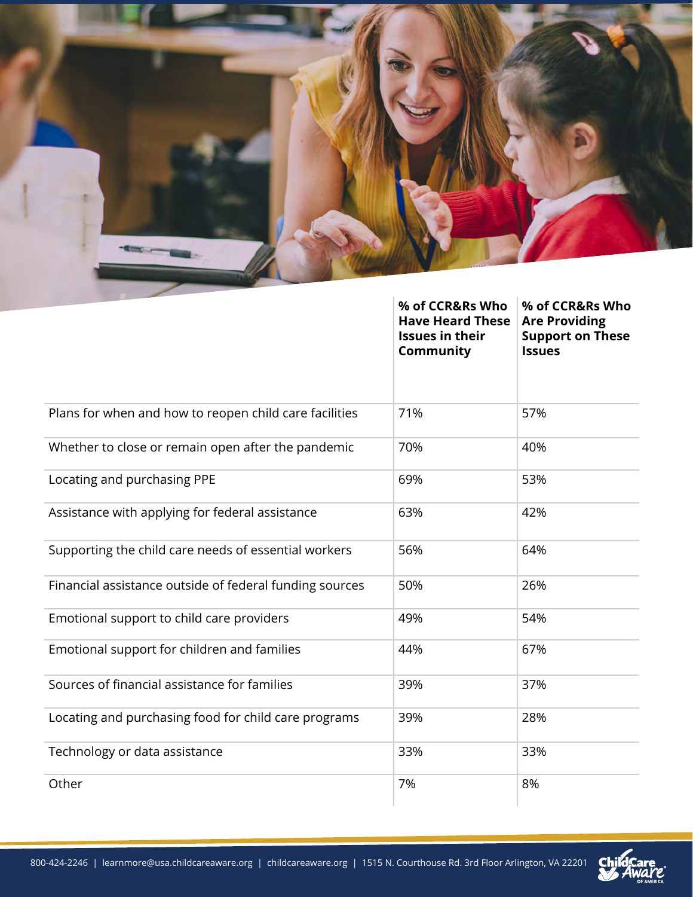| | % of CCR&Rs Who Have Heard These Issues in their Community | % of CCR&Rs Who Are Providing Support on These Issues |
|---|---|---|
| Plans for when and how to reopen child care facilities | 71% | 57% |
| Whether to close or remain open after the pandemic | 70% | 40% |
| Locating and purchasing PPE | 69% | 53% |
| Assistance with applying for federal assistance | 63% | 42% |
| Supporting the child care needs of essential workers | 56% | 64% |
| Financial assistance outside of federal funding sources | 50% | 26% |
| Emotional support to child care providers | 49% | 54% |
| Emotional support for children and families | 44% | 67% |
| Sources of financial assistance for families | 39% | 37% |
| Locating and purchasing food for child care programs | 39% | 28% |
| Technology or data assistance | 33% | 33% |
| Other | 7% | 8% |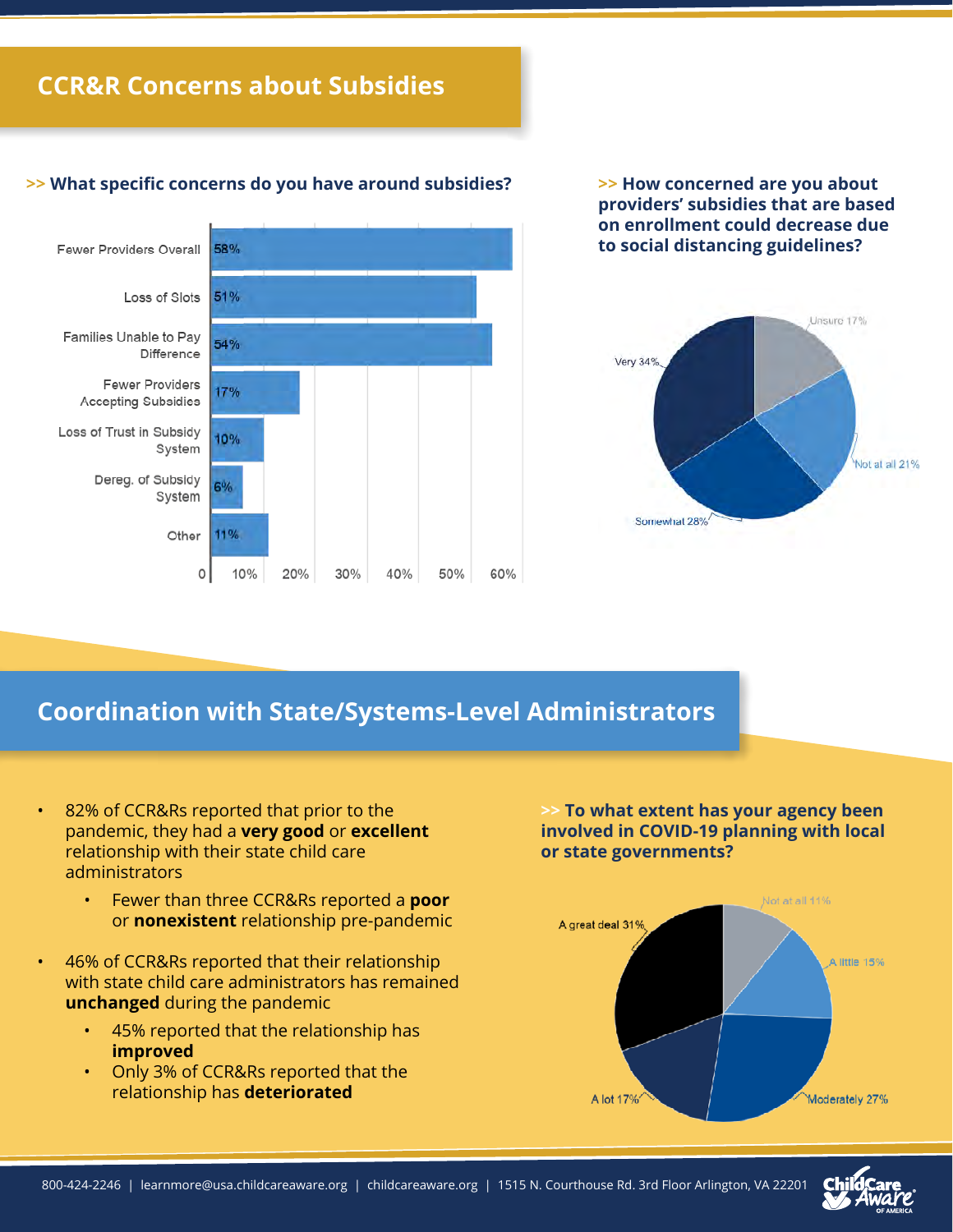## CCR&R Concerns about Subsidies

**>> What specific concerns do you have around subsidies?**

| Concern | Percent |
|---|---|
| Fewer Providers Overall | 58% |
| Loss of Slots | 51% |
| Families Unable to Pay Difference | 54% |
| Fewer Providers Accepting Subsidies | 17% |
| Loss of Trust in Subsidy System | 10% |
| Dereg. of Subsidy System | 6% |
| Other | 11% |

**>> How concerned are you about providers' subsidies that are based on enrollment could decrease due to social distancing guidelines?**

| Response | Percent |
|---|---|
| Unsure | 17% |
| Not at all | 21% |
| Somewhat | 28% |
| Very | 34% |

## Coordination with State/Systems-Level Administrators

- 82% of CCR&Rs reported that prior to the pandemic, they had a **very good** or **excellent** relationship with their state child care administrators
  - Fewer than three CCR&Rs reported a **poor** or **nonexistent** relationship pre-pandemic
- 46% of CCR&Rs reported that their relationship with state child care administrators has remained **unchanged** during the pandemic
  - 45% reported that the relationship has **improved**
  - Only 3% of CCR&Rs reported that the relationship has **deteriorated**

**>> To what extent has your agency been involved in COVID-19 planning with local or state governments?**

| Response | Percent |
|---|---|
| Not at all | 11% |
| A little | 15% |
| Moderately | 27% |
| A lot | 17% |
| A great deal | 31% |

800-424-2246 | learnmore@usa.childcareaware.org | childcareaware.org | 1515 N. Courthouse Rd. 3rd Floor Arlington, VA 22201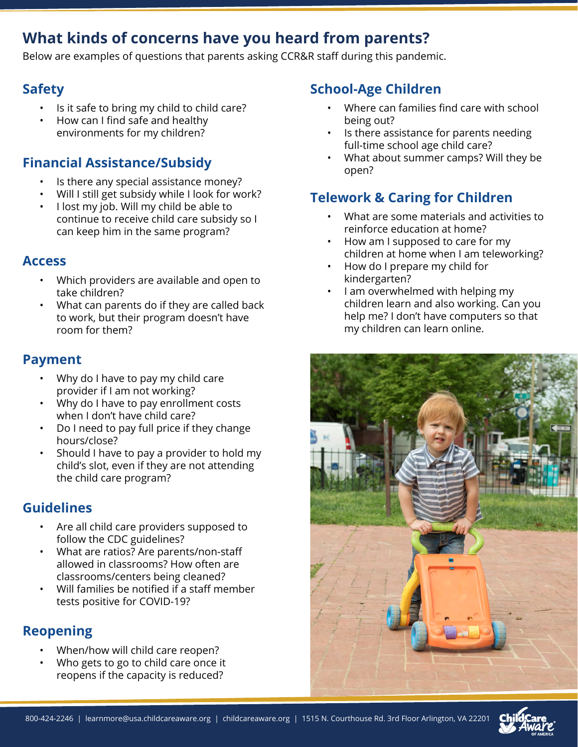# What kinds of concerns have you heard from parents?

Below are examples of questions that parents asking CCR&R staff during this pandemic.

## Safety

- Is it safe to bring my child to child care?
- How can I find safe and healthy environments for my children?

## Financial Assistance/Subsidy

- Is there any special assistance money?
- Will I still get subsidy while I look for work?
- I lost my job. Will my child be able to continue to receive child care subsidy so I can keep him in the same program?

## Access

- Which providers are available and open to take children?
- What can parents do if they are called back to work, but their program doesn't have room for them?

## Payment

- Why do I have to pay my child care provider if I am not working?
- Why do I have to pay enrollment costs when I don't have child care?
- Do I need to pay full price if they change hours/close?
- Should I have to pay a provider to hold my child's slot, even if they are not attending the child care program?

## Guidelines

- Are all child care providers supposed to follow the CDC guidelines?
- What are ratios? Are parents/non-staff allowed in classrooms? How often are classrooms/centers being cleaned?
- Will families be notified if a staff member tests positive for COVID-19?

## Reopening

- When/how will child care reopen?
- Who gets to go to child care once it reopens if the capacity is reduced?

## School-Age Children

- Where can families find care with school being out?
- Is there assistance for parents needing full-time school age child care?
- What about summer camps? Will they be open?

## Telework & Caring for Children

- What are some materials and activities to reinforce education at home?
- How am I supposed to care for my children at home when I am teleworking?
- How do I prepare my child for kindergarten?
- I am overwhelmed with helping my children learn and also working. Can you help me? I don't have computers so that my children can learn online.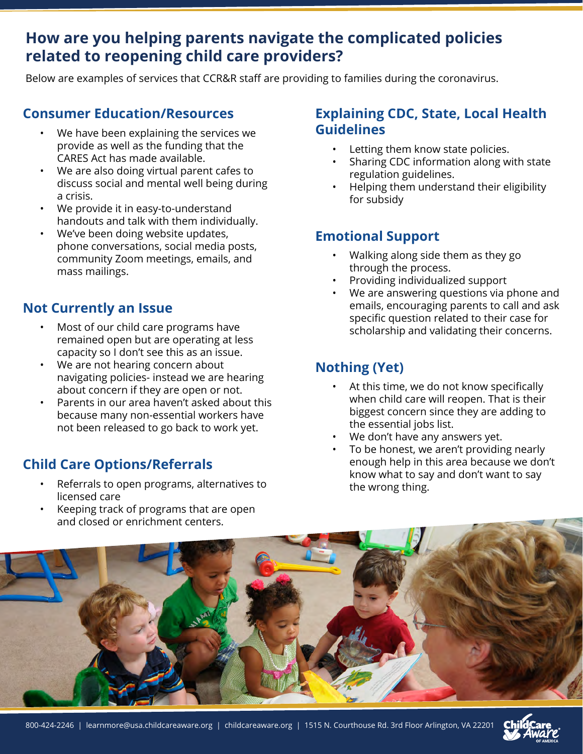# How are you helping parents navigate the complicated policies related to reopening child care providers?

Below are examples of services that CCR&R staff are providing to families during the coronavirus.

## Consumer Education/Resources

- We have been explaining the services we provide as well as the funding that the CARES Act has made available.
- We are also doing virtual parent cafes to discuss social and mental well being during a crisis.
- We provide it in easy-to-understand handouts and talk with them individually.
- We've been doing website updates, phone conversations, social media posts, community Zoom meetings, emails, and mass mailings.

## Not Currently an Issue

- Most of our child care programs have remained open but are operating at less capacity so I don't see this as an issue.
- We are not hearing concern about navigating policies- instead we are hearing about concern if they are open or not.
- Parents in our area haven't asked about this because many non-essential workers have not been released to go back to work yet.

## Child Care Options/Referrals

- Referrals to open programs, alternatives to licensed care
- Keeping track of programs that are open and closed or enrichment centers.

## Explaining CDC, State, Local Health Guidelines

- Letting them know state policies.
- Sharing CDC information along with state regulation guidelines.
- Helping them understand their eligibility for subsidy

## Emotional Support

- Walking along side them as they go through the process.
- Providing individualized support
- We are answering questions via phone and emails, encouraging parents to call and ask specific question related to their case for scholarship and validating their concerns.

## Nothing (Yet)

- At this time, we do not know specifically when child care will reopen. That is their biggest concern since they are adding to the essential jobs list.
- We don't have any answers yet.
- To be honest, we aren't providing nearly enough help in this area because we don't know what to say and don't want to say the wrong thing.

800-424-2146 | learnmore@usa.childcareaware.org | childcareaware.org | 1515 N. Courthouse Rd. 3rd Floor Arlington, VA 22201